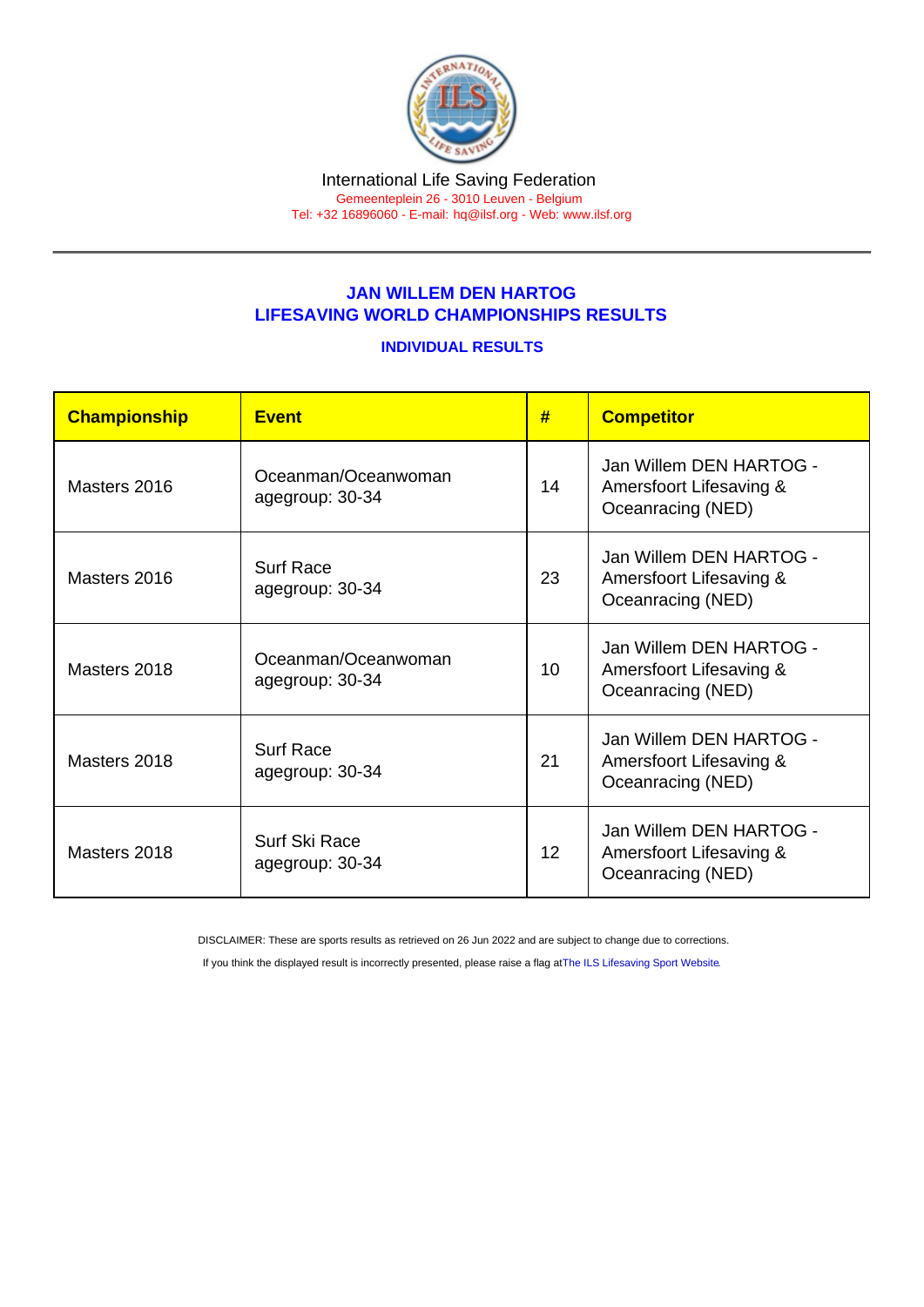International Life Saving Federation

Gemeenteplein 26 - 3010 Leuven - Belgium

Tel: +32 16896060 - E-mail: hq@ilsf.org - Web: www.ilsf.org

## JAN WILLEM DEN HARTOG
## LIFESAVING WORLD CHAMPIONSHIPS RESULTS

### INDIVIDUAL RESULTS

| Championship | Event | # | Competitor |
|---|---|---|---|
| Masters 2016 | Oceanman/Oceanwoman agegroup: 30-34 | 14 | Jan Willem DEN HARTOG - Amersfoort Lifesaving & Oceanracing (NED) |
| Masters 2016 | Surf Race agegroup: 30-34 | 23 | Jan Willem DEN HARTOG - Amersfoort Lifesaving & Oceanracing (NED) |
| Masters 2018 | Oceanman/Oceanwoman agegroup: 30-34 | 10 | Jan Willem DEN HARTOG - Amersfoort Lifesaving & Oceanracing (NED) |
| Masters 2018 | Surf Race agegroup: 30-34 | 21 | Jan Willem DEN HARTOG - Amersfoort Lifesaving & Oceanracing (NED) |
| Masters 2018 | Surf Ski Race agegroup: 30-34 | 12 | Jan Willem DEN HARTOG - Amersfoort Lifesaving & Oceanracing (NED) |

DISCLAIMER: These are sports results as retrieved on 26 Jun 2022 and are subject to change due to corrections.

If you think the displayed result is incorrectly presented, please raise a flag at The ILS Lifesaving Sport Website.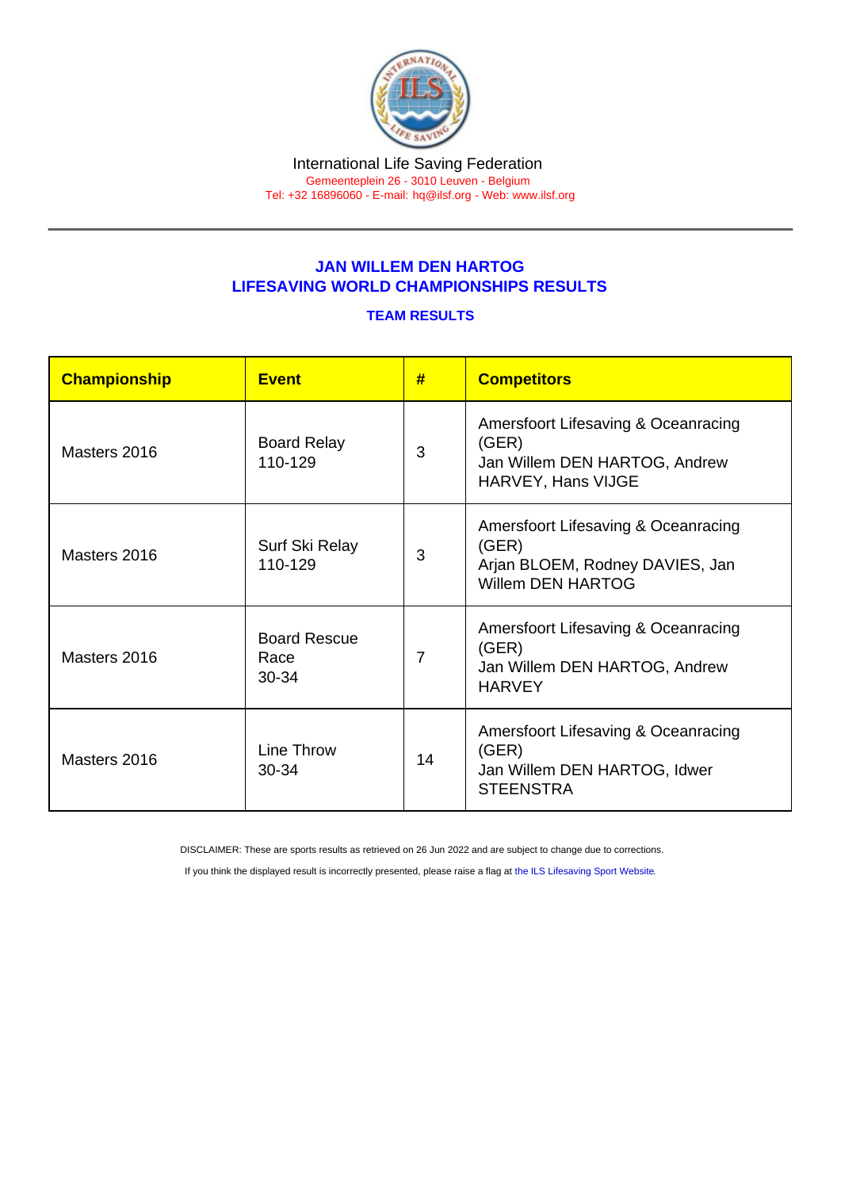International Life Saving Federation

Gemeenteplein 26 - 3010 Leuven - Belgium

Tel: +32 16896060 - E-mail: hq@ilsf.org - Web: www.ilsf.org

## JAN WILLEM DEN HARTOG
## LIFESAVING WORLD CHAMPIONSHIPS RESULTS

### TEAM RESULTS

| Championship | Event | # | Competitors |
|---|---|---|---|
| Masters 2016 | Board Relay 110-129 | 3 | Amersfoort Lifesaving & Oceanracing (GER) Jan Willem DEN HARTOG, Andrew HARVEY, Hans VIJGE |
| Masters 2016 | Surf Ski Relay 110-129 | 3 | Amersfoort Lifesaving & Oceanracing (GER) Arjan BLOEM, Rodney DAVIES, Jan Willem DEN HARTOG |
| Masters 2016 | Board Rescue Race 30-34 | 7 | Amersfoort Lifesaving & Oceanracing (GER) Jan Willem DEN HARTOG, Andrew HARVEY |
| Masters 2016 | Line Throw 30-34 | 14 | Amersfoort Lifesaving & Oceanracing (GER) Jan Willem DEN HARTOG, Idwer STEENSTRA |

DISCLAIMER: These are sports results as retrieved on 26 Jun 2022 and are subject to change due to corrections.

If you think the displayed result is incorrectly presented, please raise a flag at the ILS Lifesaving Sport Website.